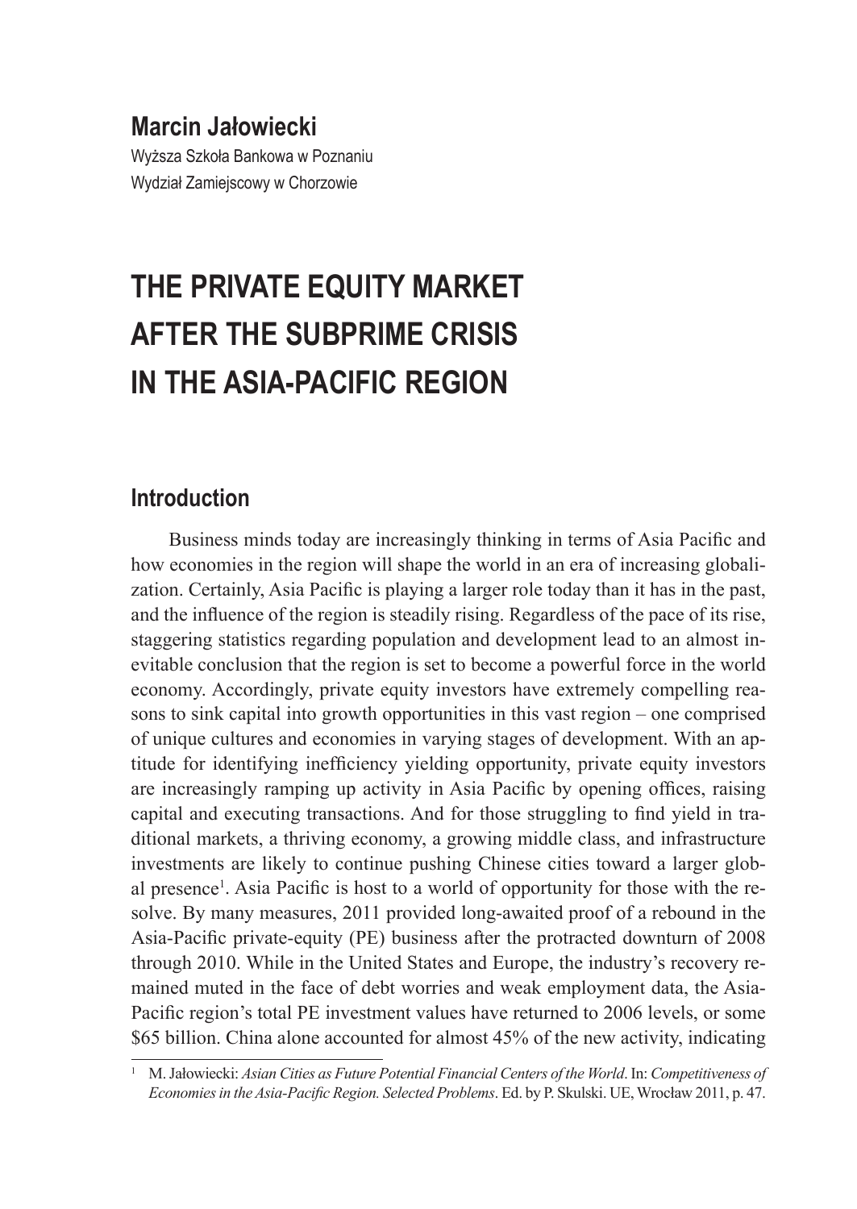**Marcin Jałowiecki**

Wyższa Szkoła Bankowa w Poznaniu
Wydział Zamiejscowy w Chorzowie

# THE PRIVATE EQUITY MARKET AFTER THE SUBPRIME CRISIS IN THE ASIA-PACIFIC REGION

## Introduction

Business minds today are increasingly thinking in terms of Asia Pacific and how economies in the region will shape the world in an era of increasing globalization. Certainly, Asia Pacific is playing a larger role today than it has in the past, and the influence of the region is steadily rising. Regardless of the pace of its rise, staggering statistics regarding population and development lead to an almost inevitable conclusion that the region is set to become a powerful force in the world economy. Accordingly, private equity investors have extremely compelling reasons to sink capital into growth opportunities in this vast region – one comprised of unique cultures and economies in varying stages of development. With an aptitude for identifying inefficiency yielding opportunity, private equity investors are increasingly ramping up activity in Asia Pacific by opening offices, raising capital and executing transactions. And for those struggling to find yield in traditional markets, a thriving economy, a growing middle class, and infrastructure investments are likely to continue pushing Chinese cities toward a larger global presence[1]. Asia Pacific is host to a world of opportunity for those with the resolve. By many measures, 2011 provided long-awaited proof of a rebound in the Asia-Pacific private-equity (PE) business after the protracted downturn of 2008 through 2010. While in the United States and Europe, the industry's recovery remained muted in the face of debt worries and weak employment data, the Asia-Pacific region's total PE investment values have returned to 2006 levels, or some $65 billion. China alone accounted for almost 45% of the new activity, indicating

[1] M. Jałowiecki: *Asian Cities as Future Potential Financial Centers of the World*. In: *Competitiveness of Economies in the Asia-Pacific Region. Selected Problems*. Ed. by P. Skulski. UE, Wrocław 2011, p. 47.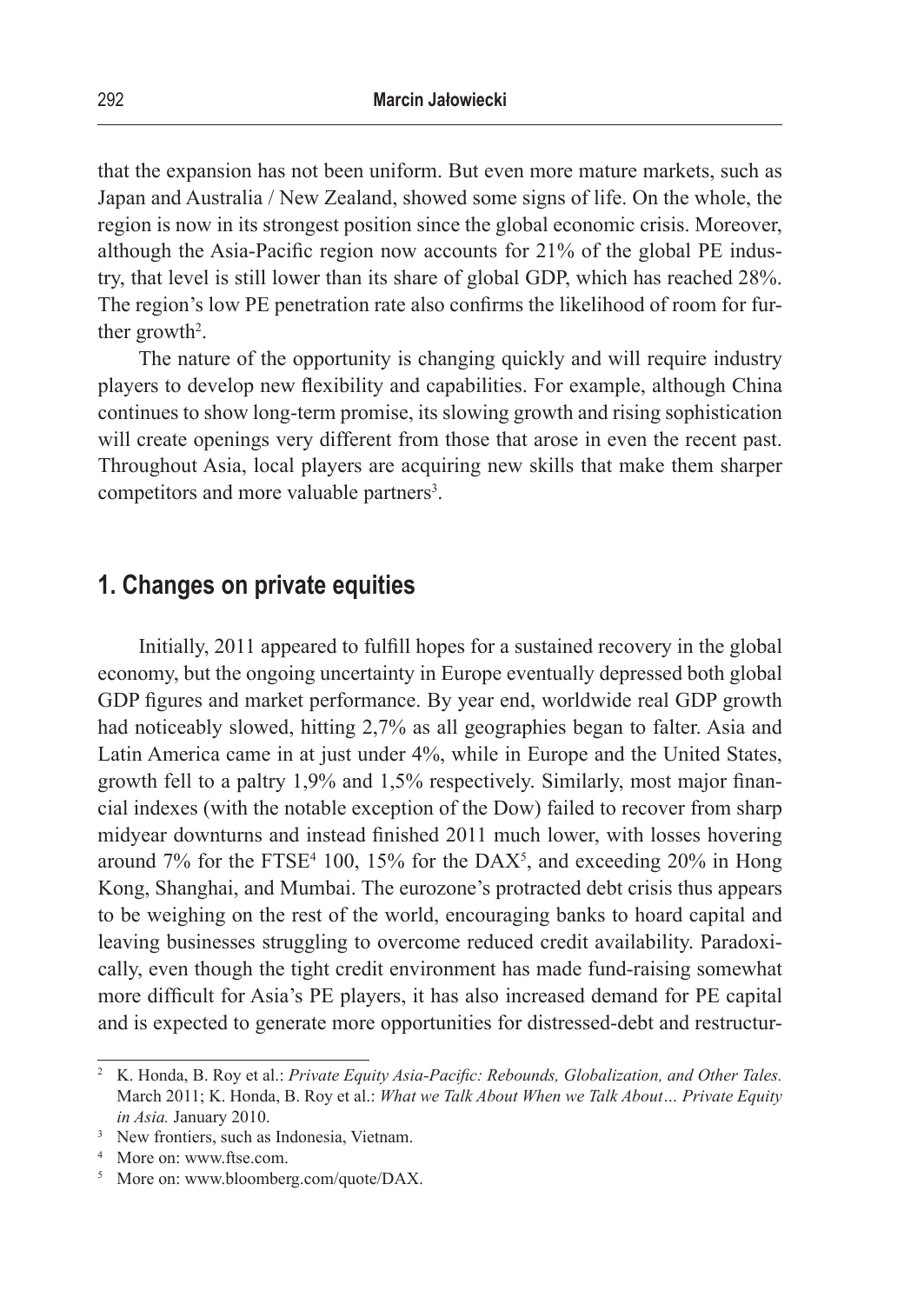that the expansion has not been uniform. But even more mature markets, such as Japan and Australia / New Zealand, showed some signs of life. On the whole, the region is now in its strongest position since the global economic crisis. Moreover, although the Asia-Pacific region now accounts for 21% of the global PE industry, that level is still lower than its share of global GDP, which has reached 28%. The region's low PE penetration rate also confirms the likelihood of room for further growth[2].

The nature of the opportunity is changing quickly and will require industry players to develop new flexibility and capabilities. For example, although China continues to show long-term promise, its slowing growth and rising sophistication will create openings very different from those that arose in even the recent past. Throughout Asia, local players are acquiring new skills that make them sharper competitors and more valuable partners[3].

## 1. Changes on private equities

Initially, 2011 appeared to fulfill hopes for a sustained recovery in the global economy, but the ongoing uncertainty in Europe eventually depressed both global GDP figures and market performance. By year end, worldwide real GDP growth had noticeably slowed, hitting 2,7% as all geographies began to falter. Asia and Latin America came in at just under 4%, while in Europe and the United States, growth fell to a paltry 1,9% and 1,5% respectively. Similarly, most major financial indexes (with the notable exception of the Dow) failed to recover from sharp midyear downturns and instead finished 2011 much lower, with losses hovering around 7% for the FTSE[4] 100, 15% for the DAX[5], and exceeding 20% in Hong Kong, Shanghai, and Mumbai. The eurozone's protracted debt crisis thus appears to be weighing on the rest of the world, encouraging banks to hoard capital and leaving businesses struggling to overcome reduced credit availability. Paradoxically, even though the tight credit environment has made fund-raising somewhat more difficult for Asia's PE players, it has also increased demand for PE capital and is expected to generate more opportunities for distressed-debt and restructur-

---

[2] K. Honda, B. Roy et al.: *Private Equity Asia-Pacific: Rebounds, Globalization, and Other Tales.* March 2011; K. Honda, B. Roy et al.: *What we Talk About When we Talk About… Private Equity in Asia.* January 2010.

[3] New frontiers, such as Indonesia, Vietnam.

[4] More on: www.ftse.com.

[5] More on: www.bloomberg.com/quote/DAX.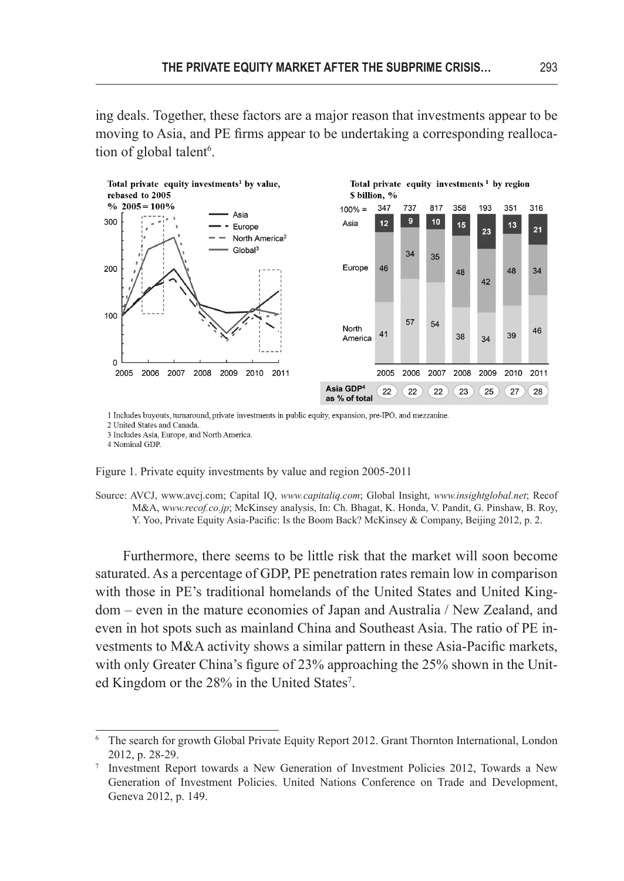ing deals. Together, these factors are a major reason that investments appear to be moving to Asia, and PE firms appear to be undertaking a corresponding reallocation of global talent[6].

Total private equity investments[1] by value, rebased to 2005
% 2005 = 100%

300
200
100
0

2005 2006 2007 2008 2009 2010 2011

Asia
Europe
North America[2]
Global[3]

Total private equity investments[1] by region
$ billion, %

100% = 347 737 817 358 193 351 316

Asia 12 9 10 15 23 13 21

Europe 46 34 35 48 42 48 34

North America 41 57 54 38 34 39 46

2005 2006 2007 2008 2009 2010 2011

Asia GDP[4] as % of total 22 22 22 23 25 27 28

1 Includes buyouts, turnaround, private investments in public equity, expansion, pre-IPO, and mezzanine.
2 United States and Canada.
3 Includes Asia, Europe, and North America.
4 Nominal GDP.

Figure 1. Private equity investments by value and region 2005-2011

Source: AVCJ, www.avcj.com; Capital IQ, *www.capitaliq.com*; Global Insight, *www.insightglobal.net*; Recof M&A, w*ww.recof.co.jp*; McKinsey analysis, In: Ch. Bhagat, K. Honda, V. Pandit, G. Pinshaw, B. Roy, Y. Yoo, Private Equity Asia-Pacific: Is the Boom Back? McKinsey & Company, Beijing 2012, p. 2.

Furthermore, there seems to be little risk that the market will soon become saturated. As a percentage of GDP, PE penetration rates remain low in comparison with those in PE's traditional homelands of the United States and United Kingdom – even in the mature economies of Japan and Australia / New Zealand, and even in hot spots such as mainland China and Southeast Asia. The ratio of PE investments to M&A activity shows a similar pattern in these Asia-Pacific markets, with only Greater China's figure of 23% approaching the 25% shown in the United Kingdom or the 28% in the United States[7].

---

[6] The search for growth Global Private Equity Report 2012. Grant Thornton International, London 2012, p. 28-29.

[7] Investment Report towards a New Generation of Investment Policies 2012, Towards a New Generation of Investment Policies. United Nations Conference on Trade and Development, Geneva 2012, p. 149.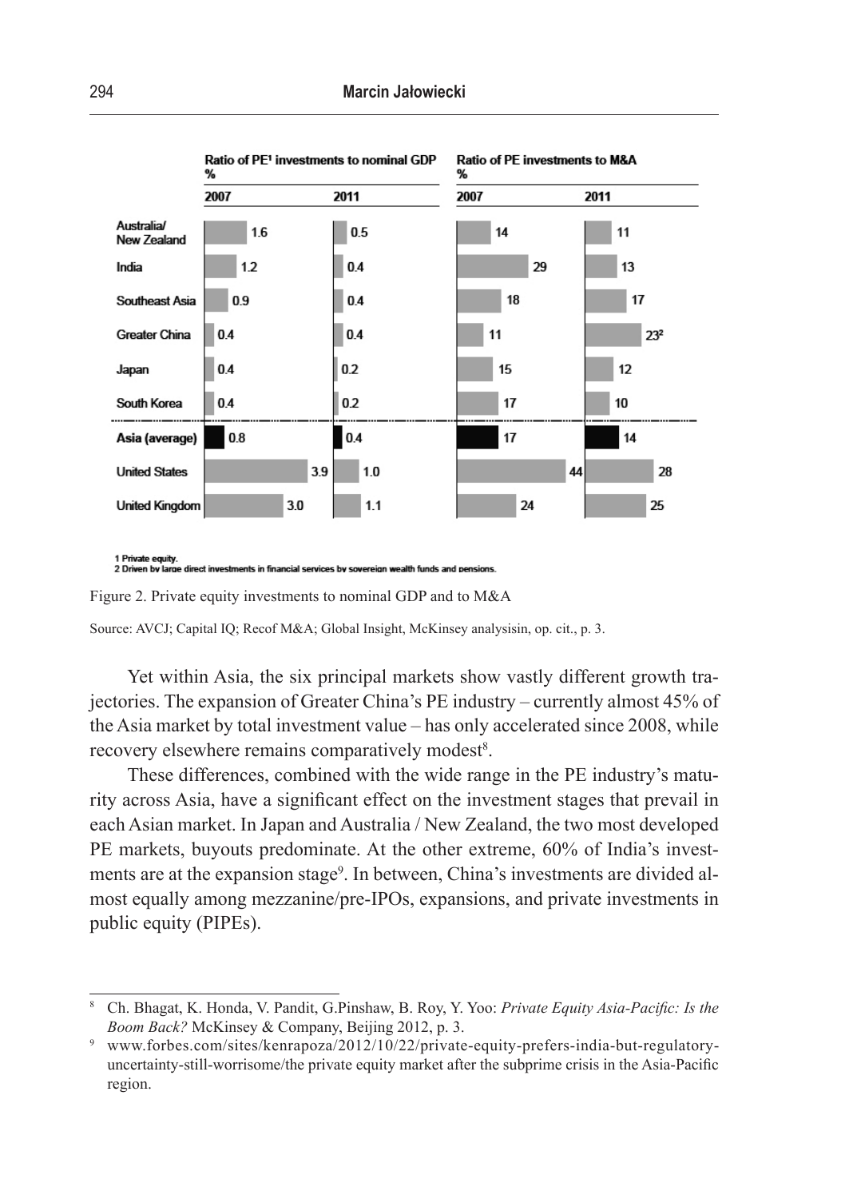Ratio of PE[1] investments to nominal GDP
%

2007

2011

Ratio of PE investments to M&A
%

2007

2011

Australia/ New Zealand 1.6 0.5 14 11

India 1.2 0.4 29 13

Southeast Asia 0.9 0.4 18 17

Greater China 0.4 0.4 11 23[2]

Japan 0.4 0.2 15 12

South Korea 0.4 0.2 17 10

Asia (average) 0.8 0.4 17 14

United States 3.9 1.0 44 28

United Kingdom 3.0 1.1 24 25

1 Private equity.
2 Driven by large direct investments in financial services by sovereign wealth funds and pensions.

Figure 2. Private equity investments to nominal GDP and to M&A

Source: AVCJ; Capital IQ; Recof M&A; Global Insight, McKinsey analysisin, op. cit., p. 3.

Yet within Asia, the six principal markets show vastly different growth trajectories. The expansion of Greater China's PE industry – currently almost 45% of the Asia market by total investment value – has only accelerated since 2008, while recovery elsewhere remains comparatively modest[8].

These differences, combined with the wide range in the PE industry's maturity across Asia, have a significant effect on the investment stages that prevail in each Asian market. In Japan and Australia / New Zealand, the two most developed PE markets, buyouts predominate. At the other extreme, 60% of India's investments are at the expansion stage[9]. In between, China's investments are divided almost equally among mezzanine/pre-IPOs, expansions, and private investments in public equity (PIPEs).

---

[8] Ch. Bhagat, K. Honda, V. Pandit, G.Pinshaw, B. Roy, Y. Yoo: *Private Equity Asia-Pacific: Is the Boom Back?* McKinsey & Company, Beijing 2012, p. 3.

[9] www.forbes.com/sites/kenrapoza/2012/10/22/private-equity-prefers-india-but-regulatory-uncertainty-still-worrisome/the private equity market after the subprime crisis in the Asia-Pacific region.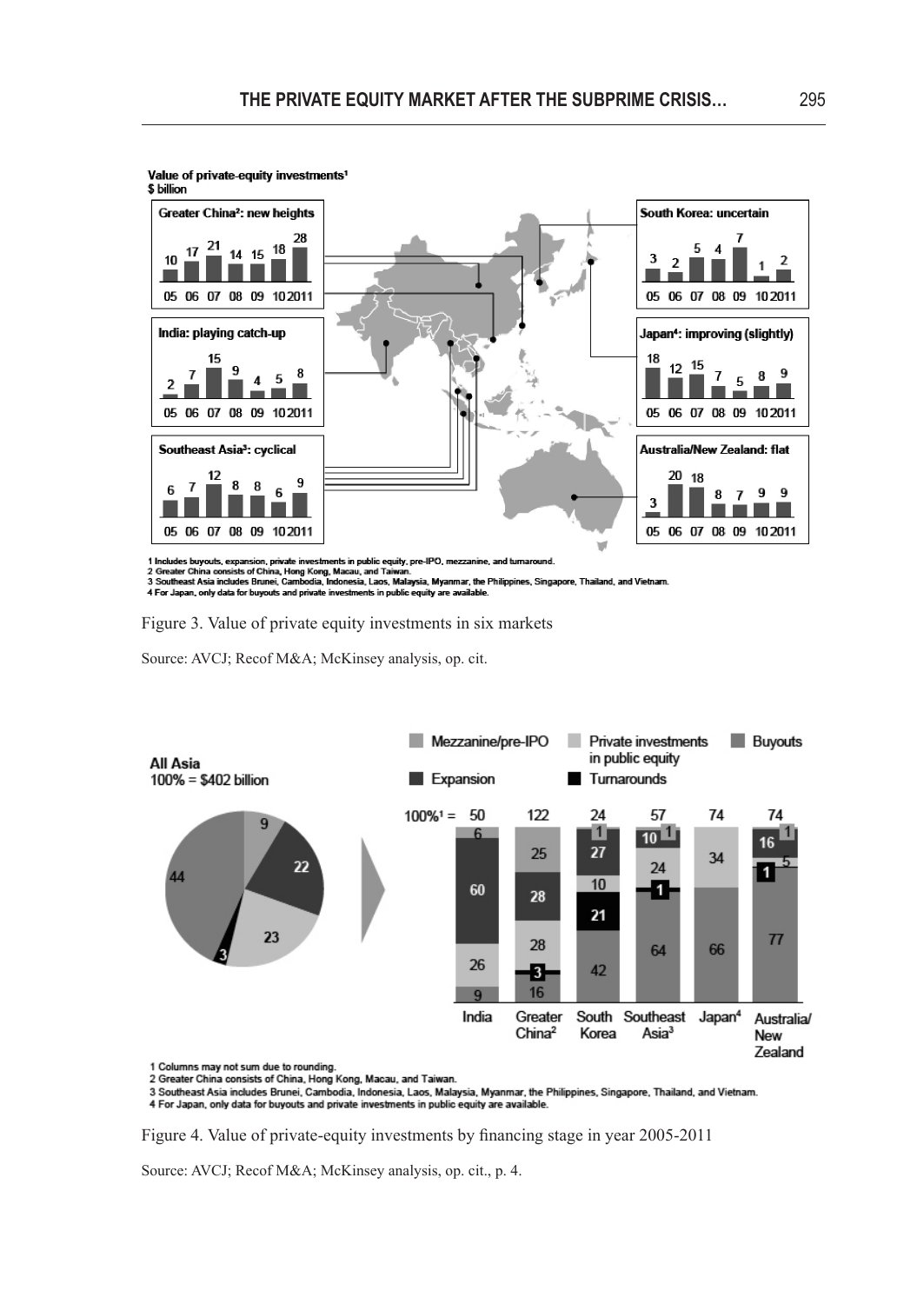Value of private-equity investments[1]
$ billion

| | 05 | 06 | 07 | 08 | 09 | 10 | 2011 |
|---|---|---|---|---|---|---|---|
| Greater China[2]: new heights | 10 | 17 | 21 | 14 | 15 | 18 | 28 |
| India: playing catch-up | 2 | 7 | 15 | 9 | 4 | 5 | 8 |
| Southeast Asia[3]: cyclical | 6 | 7 | 12 | 8 | 8 | 6 | 9 |
| South Korea: uncertain | 3 | 2 | 5 | 4 | 7 | 1 | 2 |
| Japan[4]: improving (slightly) | 18 | 12 | 15 | 7 | 5 | 8 | 9 |
| Australia/New Zealand: flat | 3 | 20 | 18 | 8 | 7 | 9 | 9 |

1 Includes buyouts, expansion, private investments in public equity, pre-IPO, mezzanine, and turnaround.
2 Greater China consists of China, Hong Kong, Macau, and Taiwan.
3 Southeast Asia includes Brunei, Cambodia, Indonesia, Laos, Malaysia, Myanmar, the Philippines, Singapore, Thailand, and Vietnam.
4 For Japan, only data for buyouts and private investments in public equity are available.

Figure 3. Value of private equity investments in six markets

Source: AVCJ; Recof M&A; McKinsey analysis, op. cit.

All Asia
100% = $402 billion

| | All Asia | India | Greater China[2] | South Korea | Southeast Asia[3] | Japan[4] | Australia/New Zealand |
|---|---|---|---|---|---|---|---|
| 100%[1] = | 402 | 50 | 122 | 24 | 57 | 74 | 74 |
| Mezzanine/pre-IPO | 9 | 6 | 25 | 1 | 1 | | 1 |
| Expansion | 22 | 60 | 28 | 27 | 10 | | 16 |
| Private investments in public equity | 23 | 26 | 28 | 10 | 24 | 34 | 5 |
| Turnarounds | 3 | | 3 | 21 | 1 | | 1 |
| Buyouts | 44 | 9 | 16 | 42 | 64 | 66 | 77 |

1 Columns may not sum due to rounding.
2 Greater China consists of China, Hong Kong, Macau, and Taiwan.
3 Southeast Asia includes Brunei, Cambodia, Indonesia, Laos, Malaysia, Myanmar, the Philippines, Singapore, Thailand, and Vietnam.
4 For Japan, only data for buyouts and private investments in public equity are available.

Figure 4. Value of private-equity investments by financing stage in year 2005-2011

Source: AVCJ; Recof M&A; McKinsey analysis, op. cit., p. 4.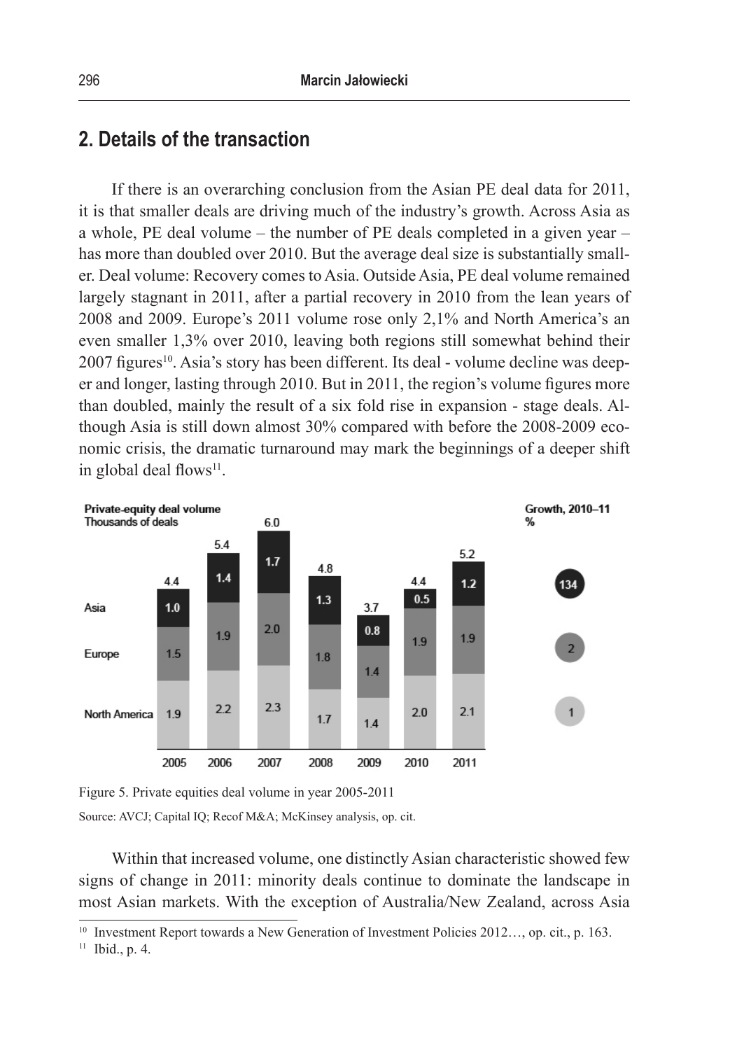## 2. Details of the transaction

If there is an overarching conclusion from the Asian PE deal data for 2011, it is that smaller deals are driving much of the industry's growth. Across Asia as a whole, PE deal volume – the number of PE deals completed in a given year – has more than doubled over 2010. But the average deal size is substantially smaller. Deal volume: Recovery comes to Asia. Outside Asia, PE deal volume remained largely stagnant in 2011, after a partial recovery in 2010 from the lean years of 2008 and 2009. Europe's 2011 volume rose only 2,1% and North America's an even smaller 1,3% over 2010, leaving both regions still somewhat behind their 2007 figures[10]. Asia's story has been different. Its deal - volume decline was deeper and longer, lasting through 2010. But in 2011, the region's volume figures more than doubled, mainly the result of a six fold rise in expansion - stage deals. Although Asia is still down almost 30% compared with before the 2008-2009 economic crisis, the dramatic turnaround may mark the beginnings of a deeper shift in global deal flows[11].

Private-equity deal volume
Thousands of deals

Growth, 2010–11
%

Asia
Europe
North America

2005: 4.4 (Asia 1.0, Europe 1.5, North America 1.9)
2006: 5.4 (Asia 1.4, Europe 1.9, North America 2.2)
2007: 6.0 (Asia 1.7, Europe 2.0, North America 2.3)
2008: 4.8 (Asia 1.3, Europe 1.8, North America 1.7)
2009: 3.7 (Asia 0.8, Europe 1.4, North America 1.4)
2010: 4.4 (Asia 0.5, Europe 1.9, North America 2.0)
2011: 5.2 (Asia 1.2, Europe 1.9, North America 2.1)

134
2
1

Figure 5. Private equities deal volume in year 2005-2011

Source: AVCJ; Capital IQ; Recof M&A; McKinsey analysis, op. cit.

Within that increased volume, one distinctly Asian characteristic showed few signs of change in 2011: minority deals continue to dominate the landscape in most Asian markets. With the exception of Australia/New Zealand, across Asia

[10] Investment Report towards a New Generation of Investment Policies 2012…, op. cit., p. 163.

[11] Ibid., p. 4.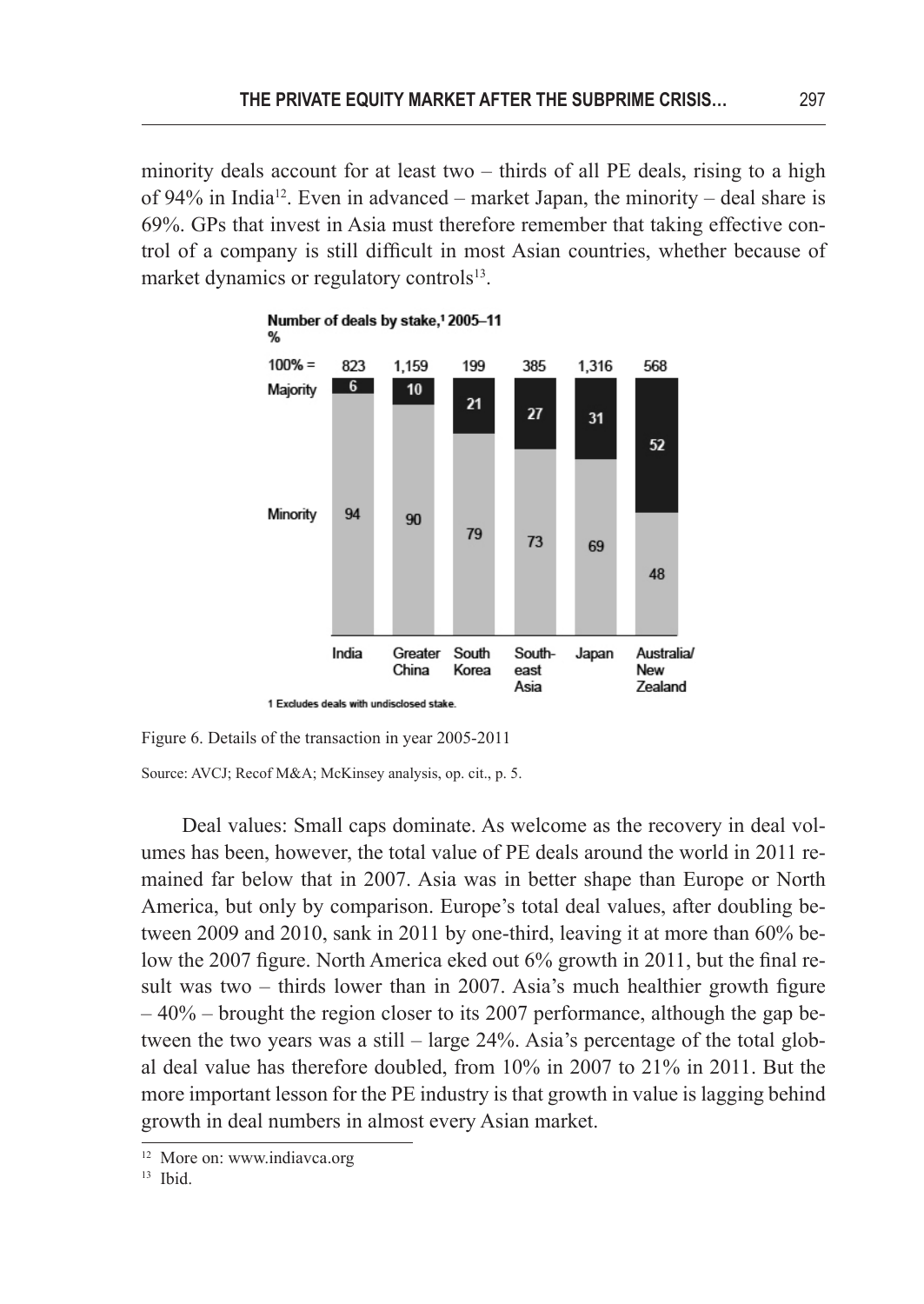minority deals account for at least two – thirds of all PE deals, rising to a high of 94% in India[12]. Even in advanced – market Japan, the minority – deal share is 69%. GPs that invest in Asia must therefore remember that taking effective control of a company is still difficult in most Asian countries, whether because of market dynamics or regulatory controls[13].

Number of deals by stake,[1] 2005–11

%

100% = 823 1,159 199 385 1,316 568

Majority 6 10 21 27 31 52

Minority 94 90 79 73 69 48

India Greater China South Korea South-east Asia Japan Australia/New Zealand

1 Excludes deals with undisclosed stake.

Figure 6. Details of the transaction in year 2005-2011

Source: AVCJ; Recof M&A; McKinsey analysis, op. cit., p. 5.

Deal values: Small caps dominate. As welcome as the recovery in deal volumes has been, however, the total value of PE deals around the world in 2011 remained far below that in 2007. Asia was in better shape than Europe or North America, but only by comparison. Europe's total deal values, after doubling between 2009 and 2010, sank in 2011 by one-third, leaving it at more than 60% below the 2007 figure. North America eked out 6% growth in 2011, but the final result was two – thirds lower than in 2007. Asia's much healthier growth figure – 40% – brought the region closer to its 2007 performance, although the gap between the two years was a still – large 24%. Asia's percentage of the total global deal value has therefore doubled, from 10% in 2007 to 21% in 2011. But the more important lesson for the PE industry is that growth in value is lagging behind growth in deal numbers in almost every Asian market.

[12] More on: www.indiavca.org

[13] Ibid.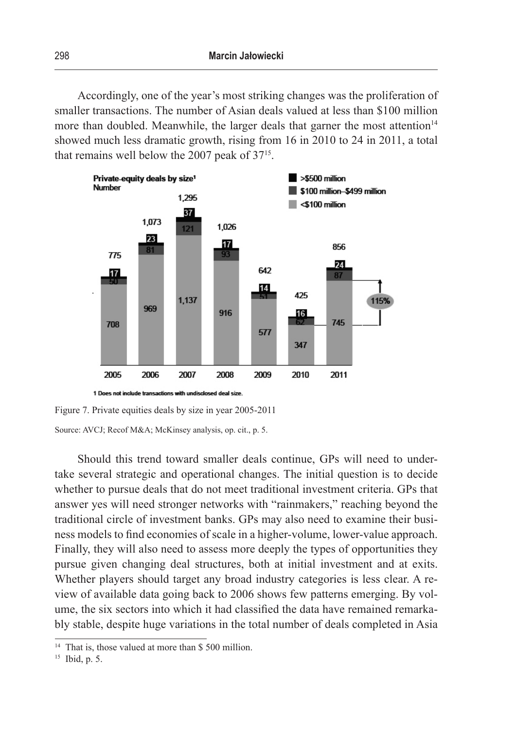Accordingly, one of the year's most striking changes was the proliferation of smaller transactions. The number of Asian deals valued at less than $100 million more than doubled. Meanwhile, the larger deals that garner the most attention[14] showed much less dramatic growth, rising from 16 in 2010 to 24 in 2011, a total that remains well below the 2007 peak of 37[15].

Private-equity deals by size[1]
Number

>$500 million
$100 million–$499 million
<$100 million

2005: 775 — 17, 50, 708
2006: 1,073 — 23, 81, 969
2007: 1,295 — 37, 121, 1,137
2008: 1,026 — 17, 93, 916
2009: 642 — 14, 51, 577
2010: 425 — 16, 62, 347
2011: 856 — 24, 87, 745

115%

1 Does not include transactions with undisclosed deal size.

Figure 7. Private equities deals by size in year 2005-2011

Source: AVCJ; Recof M&A; McKinsey analysis, op. cit., p. 5.

Should this trend toward smaller deals continue, GPs will need to undertake several strategic and operational changes. The initial question is to decide whether to pursue deals that do not meet traditional investment criteria. GPs that answer yes will need stronger networks with "rainmakers," reaching beyond the traditional circle of investment banks. GPs may also need to examine their business models to find economies of scale in a higher-volume, lower-value approach. Finally, they will also need to assess more deeply the types of opportunities they pursue given changing deal structures, both at initial investment and at exits. Whether players should target any broad industry categories is less clear. A review of available data going back to 2006 shows few patterns emerging. By volume, the six sectors into which it had classified the data have remained remarkably stable, despite huge variations in the total number of deals completed in Asia

---

[14] That is, those valued at more than $ 500 million.

[15] Ibid, p. 5.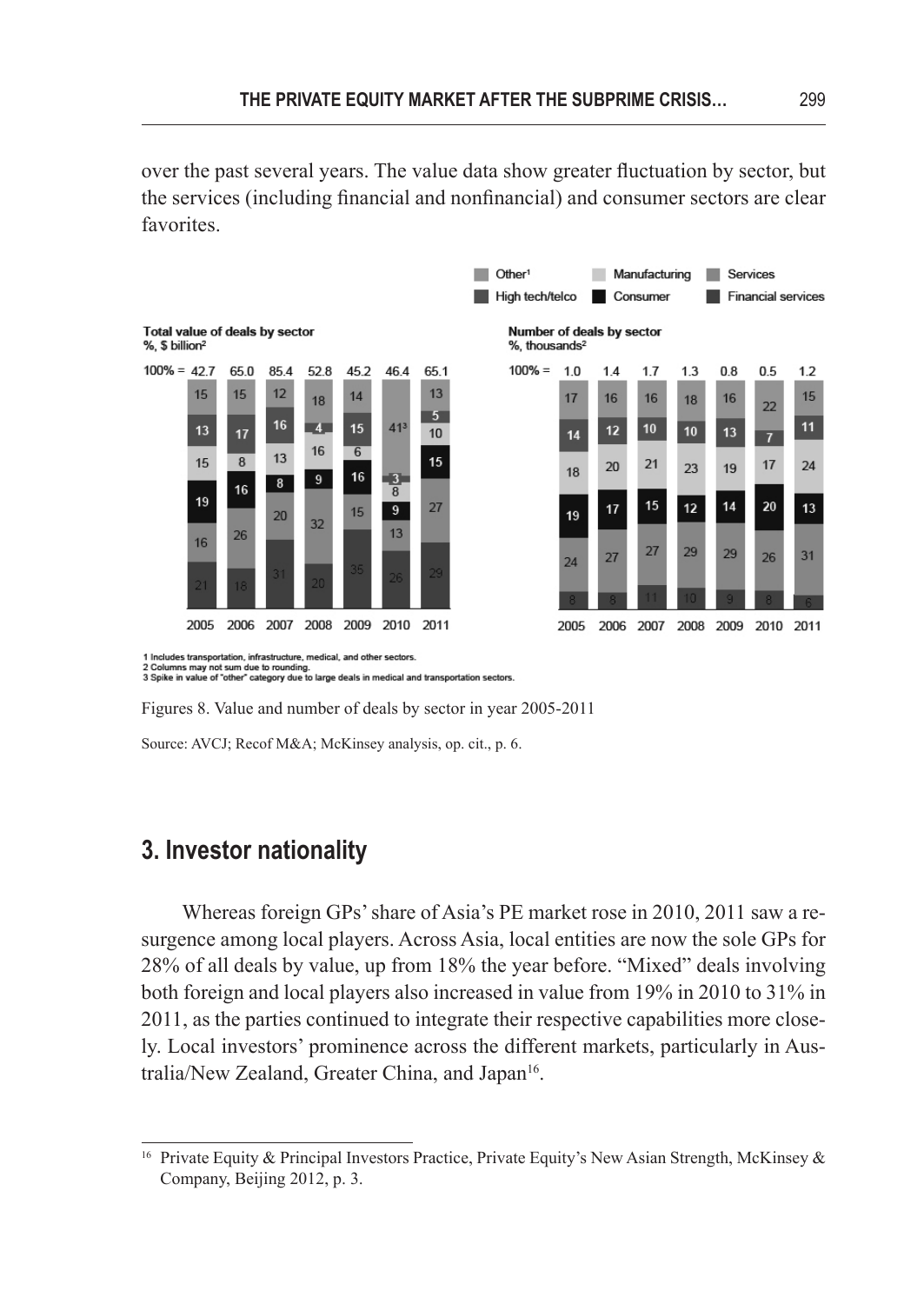over the past several years. The value data show greater fluctuation by sector, but the services (including financial and nonfinancial) and consumer sectors are clear favorites.

Other[1] Manufacturing Services
High tech/telco Consumer Financial services

Total value of deals by sector
%, $ billion[2]

100% = 42.7 65.0 85.4 52.8 45.2 46.4 65.1

2005 2006 2007 2008 2009 2010 2011

Number of deals by sector
%, thousands[2]

100% = 1.0 1.4 1.7 1.3 0.8 0.5 1.2

2005 2006 2007 2008 2009 2010 2011

1 Includes transportation, infrastructure, medical, and other sectors.
2 Columns may not sum due to rounding.
3 Spike in value of "other" category due to large deals in medical and transportation sectors.

Figures 8. Value and number of deals by sector in year 2005-2011

Source: AVCJ; Recof M&A; McKinsey analysis, op. cit., p. 6.

## 3. Investor nationality

Whereas foreign GPs' share of Asia's PE market rose in 2010, 2011 saw a resurgence among local players. Across Asia, local entities are now the sole GPs for 28% of all deals by value, up from 18% the year before. "Mixed" deals involving both foreign and local players also increased in value from 19% in 2010 to 31% in 2011, as the parties continued to integrate their respective capabilities more closely. Local investors' prominence across the different markets, particularly in Australia/New Zealand, Greater China, and Japan[16].

[16] Private Equity & Principal Investors Practice, Private Equity's New Asian Strength, McKinsey & Company, Beijing 2012, p. 3.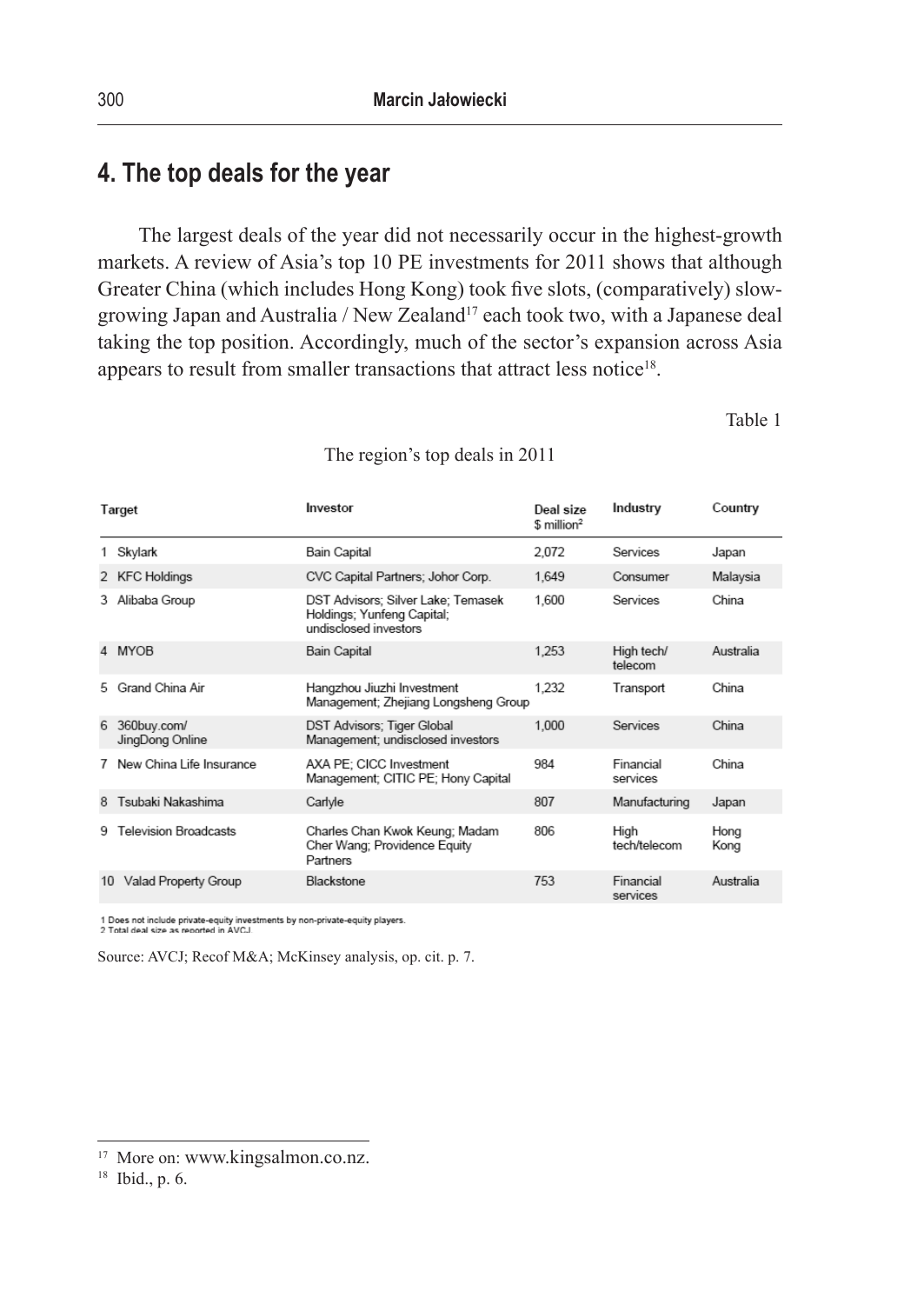## 4. The top deals for the year

The largest deals of the year did not necessarily occur in the highest-growth markets. A review of Asia's top 10 PE investments for 2011 shows that although Greater China (which includes Hong Kong) took five slots, (comparatively) slow-growing Japan and Australia / New Zealand[17] each took two, with a Japanese deal taking the top position. Accordingly, much of the sector's expansion across Asia appears to result from smaller transactions that attract less notice[18].

Table 1

The region's top deals in 2011

| Target | Investor | Deal size \$ million[2] | Industry | Country |
|---|---|---|---|---|
| 1 Skylark | Bain Capital | 2,072 | Services | Japan |
| 2 KFC Holdings | CVC Capital Partners; Johor Corp. | 1,649 | Consumer | Malaysia |
| 3 Alibaba Group | DST Advisors; Silver Lake; Temasek Holdings; Yunfeng Capital; undisclosed investors | 1,600 | Services | China |
| 4 MYOB | Bain Capital | 1,253 | High tech/ telecom | Australia |
| 5 Grand China Air | Hangzhou Jiuzhi Investment Management; Zhejiang Longsheng Group | 1,232 | Transport | China |
| 6 360buy.com/ JingDong Online | DST Advisors; Tiger Global Management; undisclosed investors | 1,000 | Services | China |
| 7 New China Life Insurance | AXA PE; CICC Investment Management; CITIC PE; Hony Capital | 984 | Financial services | China |
| 8 Tsubaki Nakashima | Carlyle | 807 | Manufacturing | Japan |
| 9 Television Broadcasts | Charles Chan Kwok Keung; Madam Cher Wang; Providence Equity Partners | 806 | High tech/telecom | Hong Kong |
| 10 Valad Property Group | Blackstone | 753 | Financial services | Australia |

1 Does not include private-equity investments by non-private-equity players.
2 Total deal size as reported in AVCJ.

Source: AVCJ; Recof M&A; McKinsey analysis, op. cit. p. 7.

[17] More on: www.kingsalmon.co.nz.

[18] Ibid., p. 6.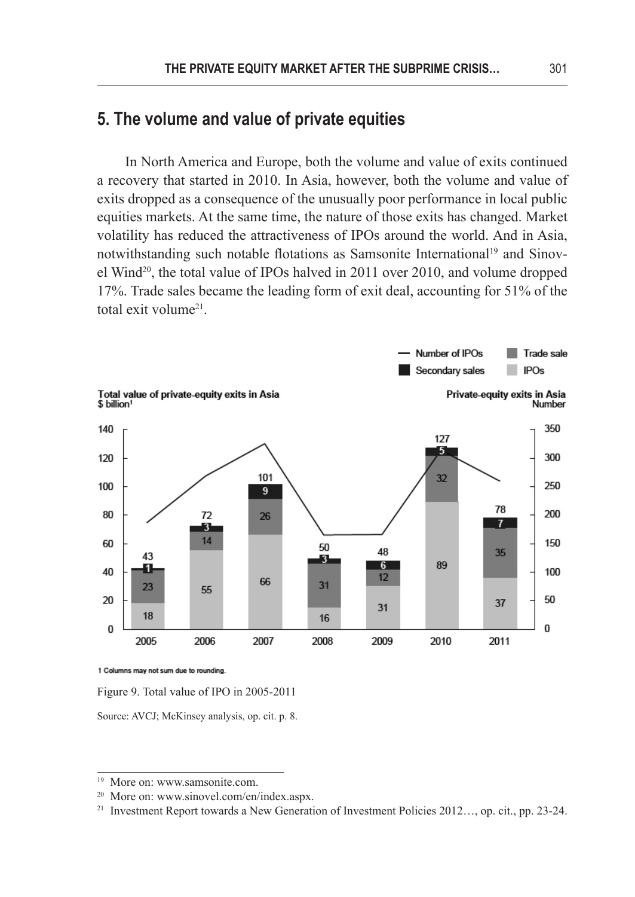## 5. The volume and value of private equities

In North America and Europe, both the volume and value of exits continued a recovery that started in 2010. In Asia, however, both the volume and value of exits dropped as a consequence of the unusually poor performance in local public equities markets. At the same time, the nature of those exits has changed. Market volatility has reduced the attractiveness of IPOs around the world. And in Asia, notwithstanding such notable flotations as Samsonite International[19] and Sinovel Wind[20], the total value of IPOs halved in 2011 over 2010, and volume dropped 17%. Trade sales became the leading form of exit deal, accounting for 51% of the total exit volume[21].

— Number of IPOs
Trade sale
Secondary sales
IPOs

Total value of private-equity exits in Asia
$ billion[1]

Private-equity exits in Asia
Number

140
120
100
80
60
40
20
0

350
300
250
200
150
100
50
0

2005: 43 — 1, 23, 18
2006: 72 — 3, 14, 55
2007: 101 — 9, 26, 66
2008: 50 — 3, 31, 16
2009: 48 — 6, 12, 31
2010: 127 — 5, 32, 89
2011: 78 — 7, 35, 37

1 Columns may not sum due to rounding.

Figure 9. Total value of IPO in 2005-2011

Source: AVCJ; McKinsey analysis, op. cit. p. 8.

---

[19] More on: www.samsonite.com.

[20] More on: www.sinovel.com/en/index.aspx.

[21] Investment Report towards a New Generation of Investment Policies 2012…, op. cit., pp. 23-24.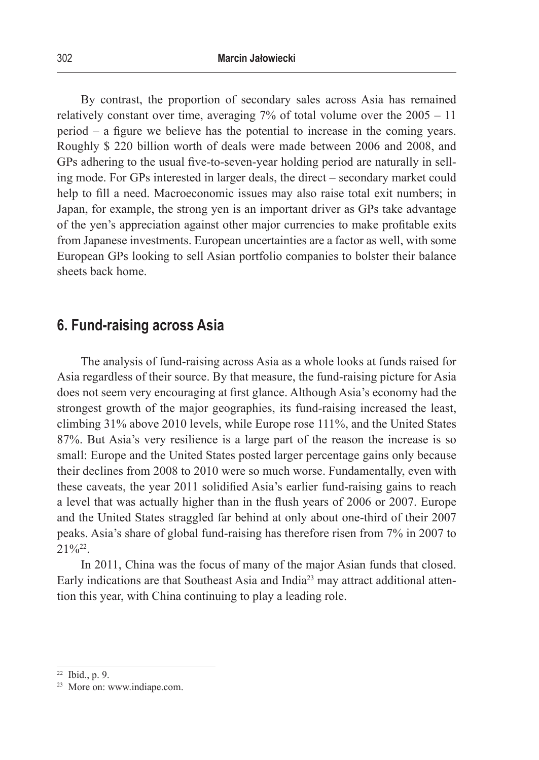By contrast, the proportion of secondary sales across Asia has remained relatively constant over time, averaging 7% of total volume over the 2005 – 11 period – a figure we believe has the potential to increase in the coming years. Roughly $ 220 billion worth of deals were made between 2006 and 2008, and GPs adhering to the usual five-to-seven-year holding period are naturally in selling mode. For GPs interested in larger deals, the direct – secondary market could help to fill a need. Macroeconomic issues may also raise total exit numbers; in Japan, for example, the strong yen is an important driver as GPs take advantage of the yen's appreciation against other major currencies to make profitable exits from Japanese investments. European uncertainties are a factor as well, with some European GPs looking to sell Asian portfolio companies to bolster their balance sheets back home.

## 6. Fund-raising across Asia

The analysis of fund-raising across Asia as a whole looks at funds raised for Asia regardless of their source. By that measure, the fund-raising picture for Asia does not seem very encouraging at first glance. Although Asia's economy had the strongest growth of the major geographies, its fund-raising increased the least, climbing 31% above 2010 levels, while Europe rose 111%, and the United States 87%. But Asia's very resilience is a large part of the reason the increase is so small: Europe and the United States posted larger percentage gains only because their declines from 2008 to 2010 were so much worse. Fundamentally, even with these caveats, the year 2011 solidified Asia's earlier fund-raising gains to reach a level that was actually higher than in the flush years of 2006 or 2007. Europe and the United States straggled far behind at only about one-third of their 2007 peaks. Asia's share of global fund-raising has therefore risen from 7% in 2007 to 21%[22].

In 2011, China was the focus of many of the major Asian funds that closed. Early indications are that Southeast Asia and India[23] may attract additional attention this year, with China continuing to play a leading role.

---

[22] Ibid., p. 9.

[23] More on: www.indiape.com.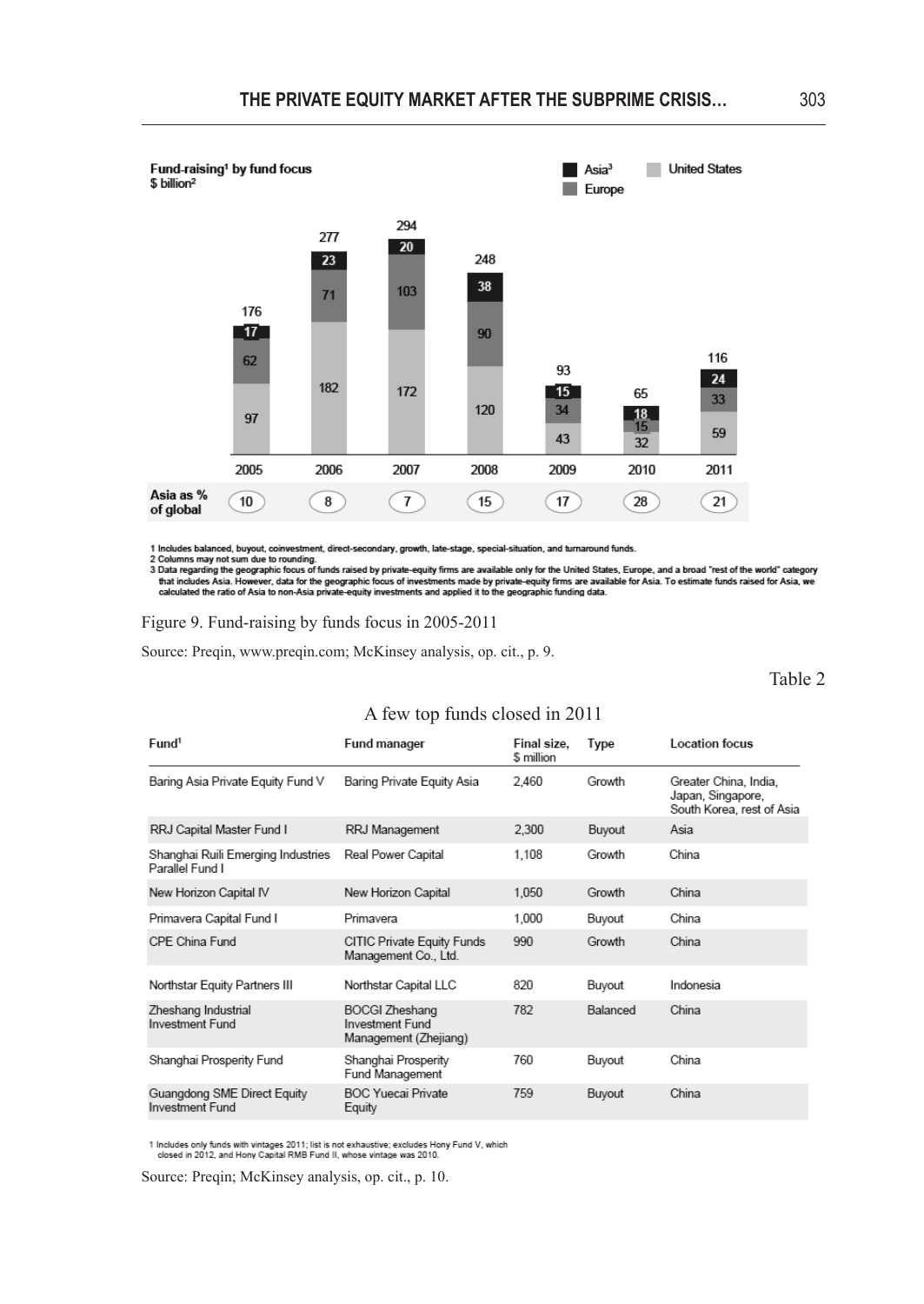Fund-raising[1] by fund focus
$ billion[2]

Asia[3]
Europe
United States

176
17
62
97

277
23
71
182

294
20
103
172

248
38
90
120

93
15
34
43

65
18
15
32

116
24
33
59

2005 2006 2007 2008 2009 2010 2011

Asia as % of global
10 8 7 15 17 28 21

1 Includes balanced, buyout, coinvestment, direct-secondary, growth, late-stage, special-situation, and turnaround funds.
2 Columns may not sum due to rounding.
3 Data regarding the geographic focus of funds raised by private-equity firms are available only for the United States, Europe, and a broad "rest of the world" category that includes Asia. However, data for the geographic focus of investments made by private-equity firms are available for Asia. To estimate funds raised for Asia, we calculated the ratio of Asia to non-Asia private-equity investments and applied it to the geographic funding data.

Figure 9. Fund-raising by funds focus in 2005-2011

Source: Preqin, www.preqin.com; McKinsey analysis, op. cit., p. 9.

Table 2

A few top funds closed in 2011

| Fund[1] | Fund manager | Final size, $ million | Type | Location focus |
|---|---|---|---|---|
| Baring Asia Private Equity Fund V | Baring Private Equity Asia | 2,460 | Growth | Greater China, India, Japan, Singapore, South Korea, rest of Asia |
| RRJ Capital Master Fund I | RRJ Management | 2,300 | Buyout | Asia |
| Shanghai Ruili Emerging Industries Parallel Fund I | Real Power Capital | 1,108 | Growth | China |
| New Horizon Capital IV | New Horizon Capital | 1,050 | Growth | China |
| Primavera Capital Fund I | Primavera | 1,000 | Buyout | China |
| CPE China Fund | CITIC Private Equity Funds Management Co., Ltd. | 990 | Growth | China |
| Northstar Equity Partners III | Northstar Capital LLC | 820 | Buyout | Indonesia |
| Zheshang Industrial Investment Fund | BOCGI Zheshang Investment Fund Management (Zhejiang) | 782 | Balanced | China |
| Shanghai Prosperity Fund | Shanghai Prosperity Fund Management | 760 | Buyout | China |
| Guangdong SME Direct Equity Investment Fund | BOC Yuecai Private Equity | 759 | Buyout | China |

1 Includes only funds with vintages 2011; list is not exhaustive; excludes Hony Fund V, which closed in 2012, and Hony Capital RMB Fund II, whose vintage was 2010.

Source: Preqin; McKinsey analysis, op. cit., p. 10.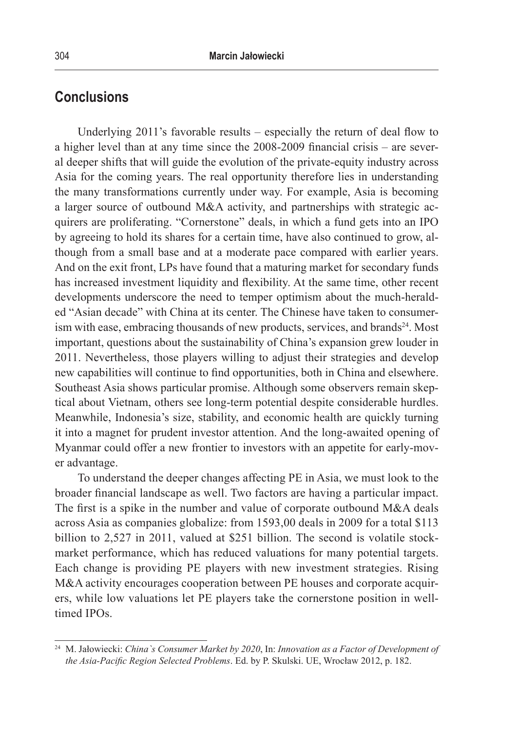## Conclusions

Underlying 2011's favorable results – especially the return of deal flow to a higher level than at any time since the 2008-2009 financial crisis – are several deeper shifts that will guide the evolution of the private-equity industry across Asia for the coming years. The real opportunity therefore lies in understanding the many transformations currently under way. For example, Asia is becoming a larger source of outbound M&A activity, and partnerships with strategic acquirers are proliferating. "Cornerstone" deals, in which a fund gets into an IPO by agreeing to hold its shares for a certain time, have also continued to grow, although from a small base and at a moderate pace compared with earlier years. And on the exit front, LPs have found that a maturing market for secondary funds has increased investment liquidity and flexibility. At the same time, other recent developments underscore the need to temper optimism about the much-heralded "Asian decade" with China at its center. The Chinese have taken to consumerism with ease, embracing thousands of new products, services, and brands[24]. Most important, questions about the sustainability of China's expansion grew louder in 2011. Nevertheless, those players willing to adjust their strategies and develop new capabilities will continue to find opportunities, both in China and elsewhere. Southeast Asia shows particular promise. Although some observers remain skeptical about Vietnam, others see long-term potential despite considerable hurdles. Meanwhile, Indonesia's size, stability, and economic health are quickly turning it into a magnet for prudent investor attention. And the long-awaited opening of Myanmar could offer a new frontier to investors with an appetite for early-mover advantage.

To understand the deeper changes affecting PE in Asia, we must look to the broader financial landscape as well. Two factors are having a particular impact. The first is a spike in the number and value of corporate outbound M&A deals across Asia as companies globalize: from 1593,00 deals in 2009 for a total \$113 billion to 2,527 in 2011, valued at \$251 billion. The second is volatile stock-market performance, which has reduced valuations for many potential targets. Each change is providing PE players with new investment strategies. Rising M&A activity encourages cooperation between PE houses and corporate acquirers, while low valuations let PE players take the cornerstone position in well-timed IPOs.

---

[24] M. Jałowiecki: *China`s Consumer Market by 2020*, In: *Innovation as a Factor of Development of the Asia-Pacific Region Selected Problems*. Ed. by P. Skulski. UE, Wrocław 2012, p. 182.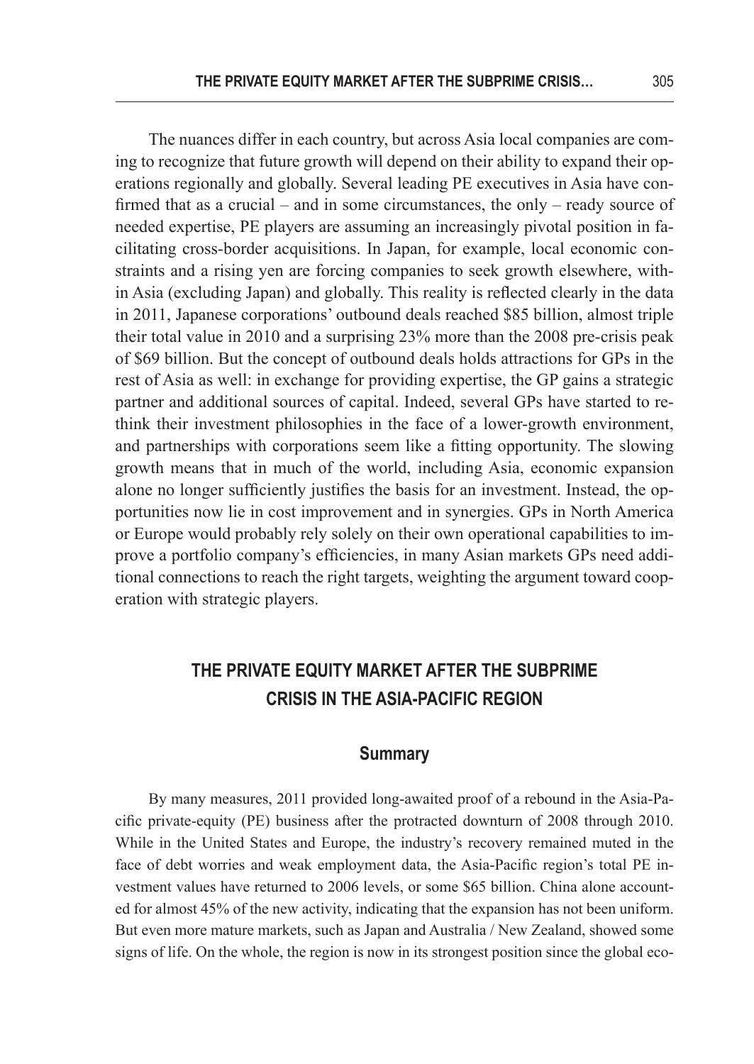The nuances differ in each country, but across Asia local companies are coming to recognize that future growth will depend on their ability to expand their operations regionally and globally. Several leading PE executives in Asia have confirmed that as a crucial – and in some circumstances, the only – ready source of needed expertise, PE players are assuming an increasingly pivotal position in facilitating cross-border acquisitions. In Japan, for example, local economic constraints and a rising yen are forcing companies to seek growth elsewhere, within Asia (excluding Japan) and globally. This reality is reflected clearly in the data in 2011, Japanese corporations' outbound deals reached \$85 billion, almost triple their total value in 2010 and a surprising 23% more than the 2008 pre-crisis peak of \$69 billion. But the concept of outbound deals holds attractions for GPs in the rest of Asia as well: in exchange for providing expertise, the GP gains a strategic partner and additional sources of capital. Indeed, several GPs have started to rethink their investment philosophies in the face of a lower-growth environment, and partnerships with corporations seem like a fitting opportunity. The slowing growth means that in much of the world, including Asia, economic expansion alone no longer sufficiently justifies the basis for an investment. Instead, the opportunities now lie in cost improvement and in synergies. GPs in North America or Europe would probably rely solely on their own operational capabilities to improve a portfolio company's efficiencies, in many Asian markets GPs need additional connections to reach the right targets, weighting the argument toward cooperation with strategic players.

## THE PRIVATE EQUITY MARKET AFTER THE SUBPRIME CRISIS IN THE ASIA-PACIFIC REGION

### Summary

By many measures, 2011 provided long-awaited proof of a rebound in the Asia-Pacific private-equity (PE) business after the protracted downturn of 2008 through 2010. While in the United States and Europe, the industry's recovery remained muted in the face of debt worries and weak employment data, the Asia-Pacific region's total PE investment values have returned to 2006 levels, or some \$65 billion. China alone accounted for almost 45% of the new activity, indicating that the expansion has not been uniform. But even more mature markets, such as Japan and Australia / New Zealand, showed some signs of life. On the whole, the region is now in its strongest position since the global eco-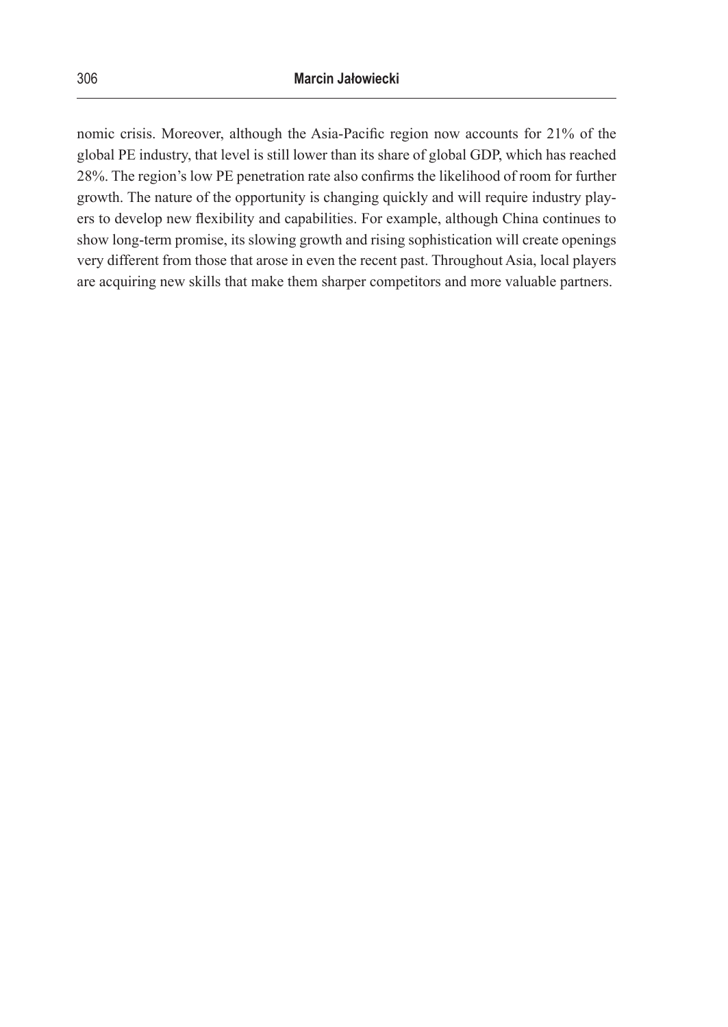nomic crisis. Moreover, although the Asia-Pacific region now accounts for 21% of the global PE industry, that level is still lower than its share of global GDP, which has reached 28%. The region's low PE penetration rate also confirms the likelihood of room for further growth. The nature of the opportunity is changing quickly and will require industry players to develop new flexibility and capabilities. For example, although China continues to show long-term promise, its slowing growth and rising sophistication will create openings very different from those that arose in even the recent past. Throughout Asia, local players are acquiring new skills that make them sharper competitors and more valuable partners.